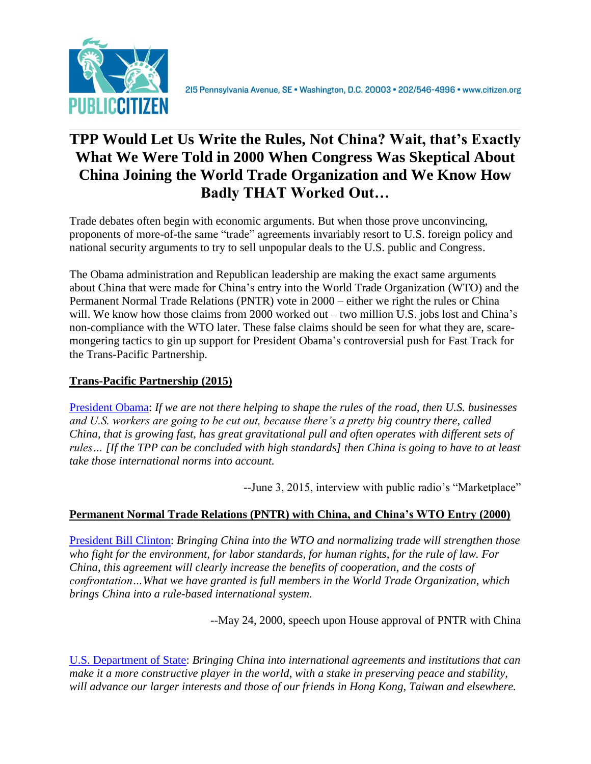PUBLIC CITIZEN

215 Pennsylvania Avenue, SE • Washington, D.C. 20003 • 202/546-4996 • www.citizen.org

# TPP Would Let Us Write the Rules, Not China? Wait, that's Exactly What We Were Told in 2000 When Congress Was Skeptical About China Joining the World Trade Organization and We Know How Badly THAT Worked Out…

Trade debates often begin with economic arguments. But when those prove unconvincing, proponents of more-of-the same "trade" agreements invariably resort to U.S. foreign policy and national security arguments to try to sell unpopular deals to the U.S. public and Congress.

The Obama administration and Republican leadership are making the exact same arguments about China that were made for China's entry into the World Trade Organization (WTO) and the Permanent Normal Trade Relations (PNTR) vote in 2000 – either we right the rules or China will. We know how those claims from 2000 worked out – two million U.S. jobs lost and China's non-compliance with the WTO later. These false claims should be seen for what they are, scare-mongering tactics to gin up support for President Obama's controversial push for Fast Track for the Trans-Pacific Partnership.

## Trans-Pacific Partnership (2015)

President Obama: *If we are not there helping to shape the rules of the road, then U.S. businesses and U.S. workers are going to be cut out, because there's a pretty big country there, called China, that is growing fast, has great gravitational pull and often operates with different sets of rules… [If the TPP can be concluded with high standards] then China is going to have to at least take those international norms into account.*

--June 3, 2015, interview with public radio's "Marketplace"

## Permanent Normal Trade Relations (PNTR) with China, and China's WTO Entry (2000)

President Bill Clinton: *Bringing China into the WTO and normalizing trade will strengthen those who fight for the environment, for labor standards, for human rights, for the rule of law. For China, this agreement will clearly increase the benefits of cooperation, and the costs of confrontation…What we have granted is full members in the World Trade Organization, which brings China into a rule-based international system.*

--May 24, 2000, speech upon House approval of PNTR with China

U.S. Department of State: *Bringing China into international agreements and institutions that can make it a more constructive player in the world, with a stake in preserving peace and stability, will advance our larger interests and those of our friends in Hong Kong, Taiwan and elsewhere.*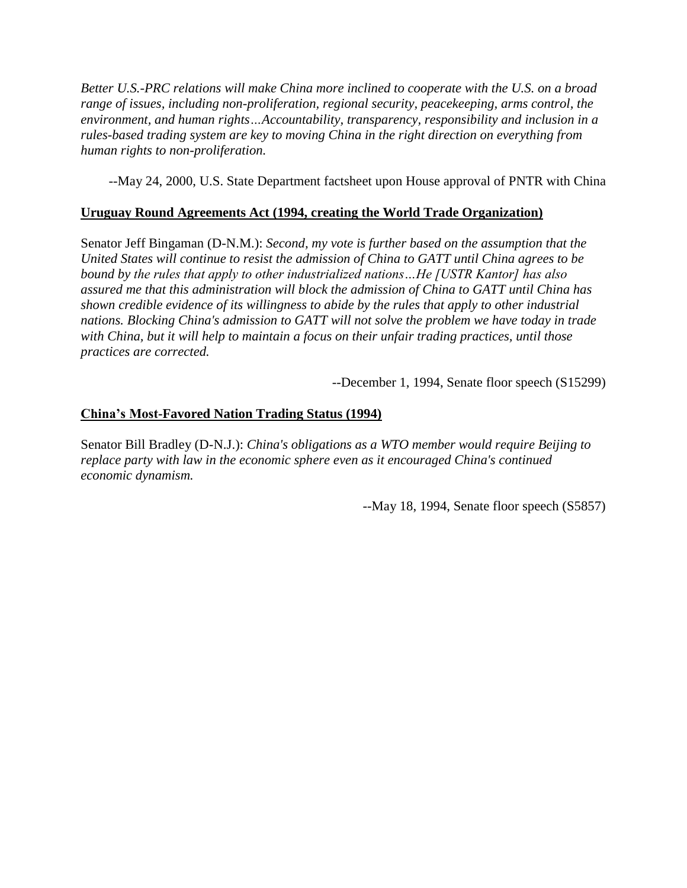*Better U.S.-PRC relations will make China more inclined to cooperate with the U.S. on a broad range of issues, including non-proliferation, regional security, peacekeeping, arms control, the environment, and human rights…Accountability, transparency, responsibility and inclusion in a rules-based trading system are key to moving China in the right direction on everything from human rights to non-proliferation.*

--May 24, 2000, U.S. State Department factsheet upon House approval of PNTR with China

**Uruguay Round Agreements Act (1994, creating the World Trade Organization)**

Senator Jeff Bingaman (D-N.M.): *Second, my vote is further based on the assumption that the United States will continue to resist the admission of China to GATT until China agrees to be bound by the rules that apply to other industrialized nations…He [USTR Kantor] has also assured me that this administration will block the admission of China to GATT until China has shown credible evidence of its willingness to abide by the rules that apply to other industrial nations. Blocking China's admission to GATT will not solve the problem we have today in trade with China, but it will help to maintain a focus on their unfair trading practices, until those practices are corrected.*

--December 1, 1994, Senate floor speech (S15299)

**China's Most-Favored Nation Trading Status (1994)**

Senator Bill Bradley (D-N.J.): *China's obligations as a WTO member would require Beijing to replace party with law in the economic sphere even as it encouraged China's continued economic dynamism.*

--May 18, 1994, Senate floor speech (S5857)